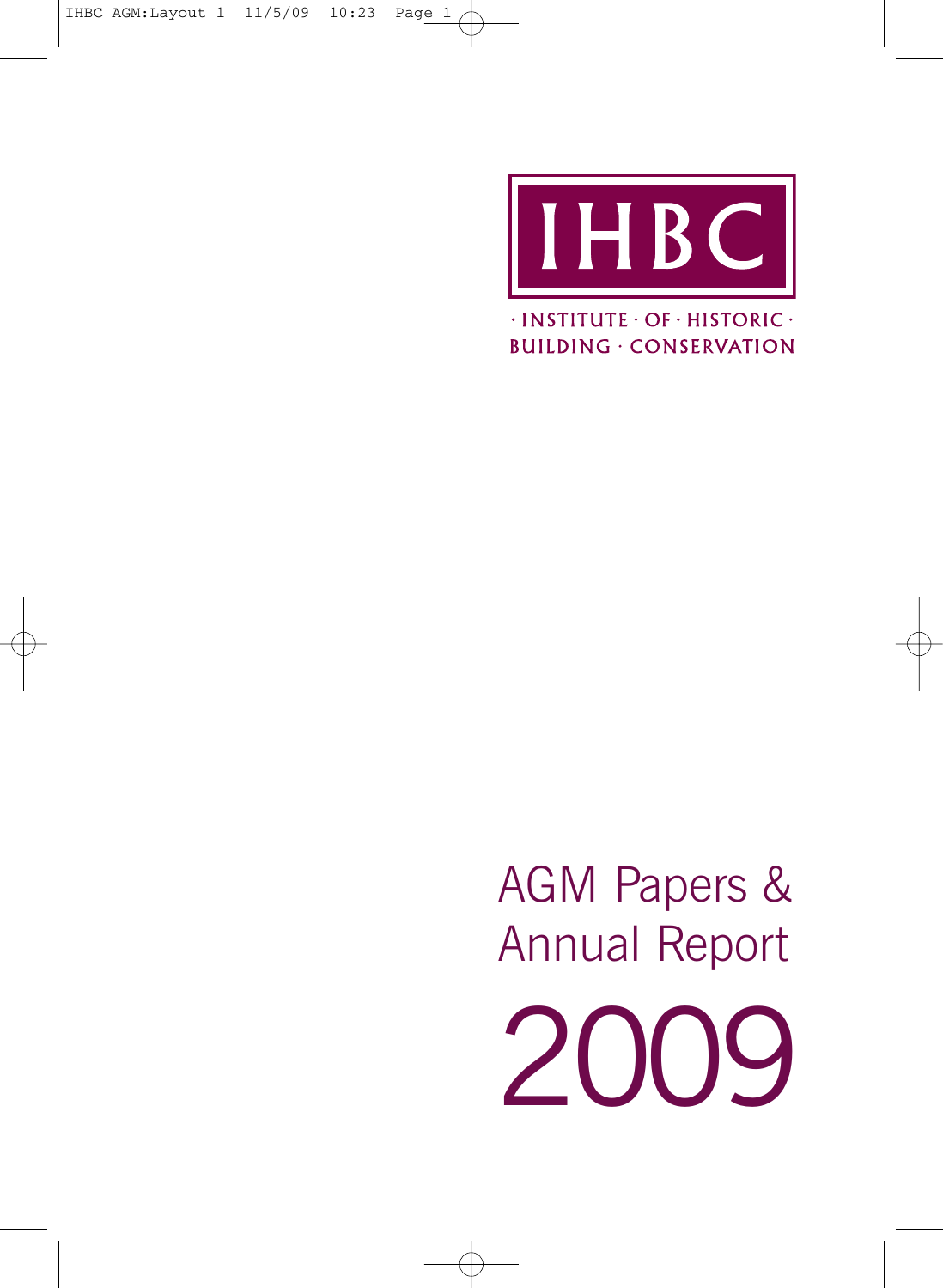IHBC

· INSTITUTE · OF · HISTORIC ·
BUILDING · CONSERVATION

# AGM Papers & Annual Report

# 2009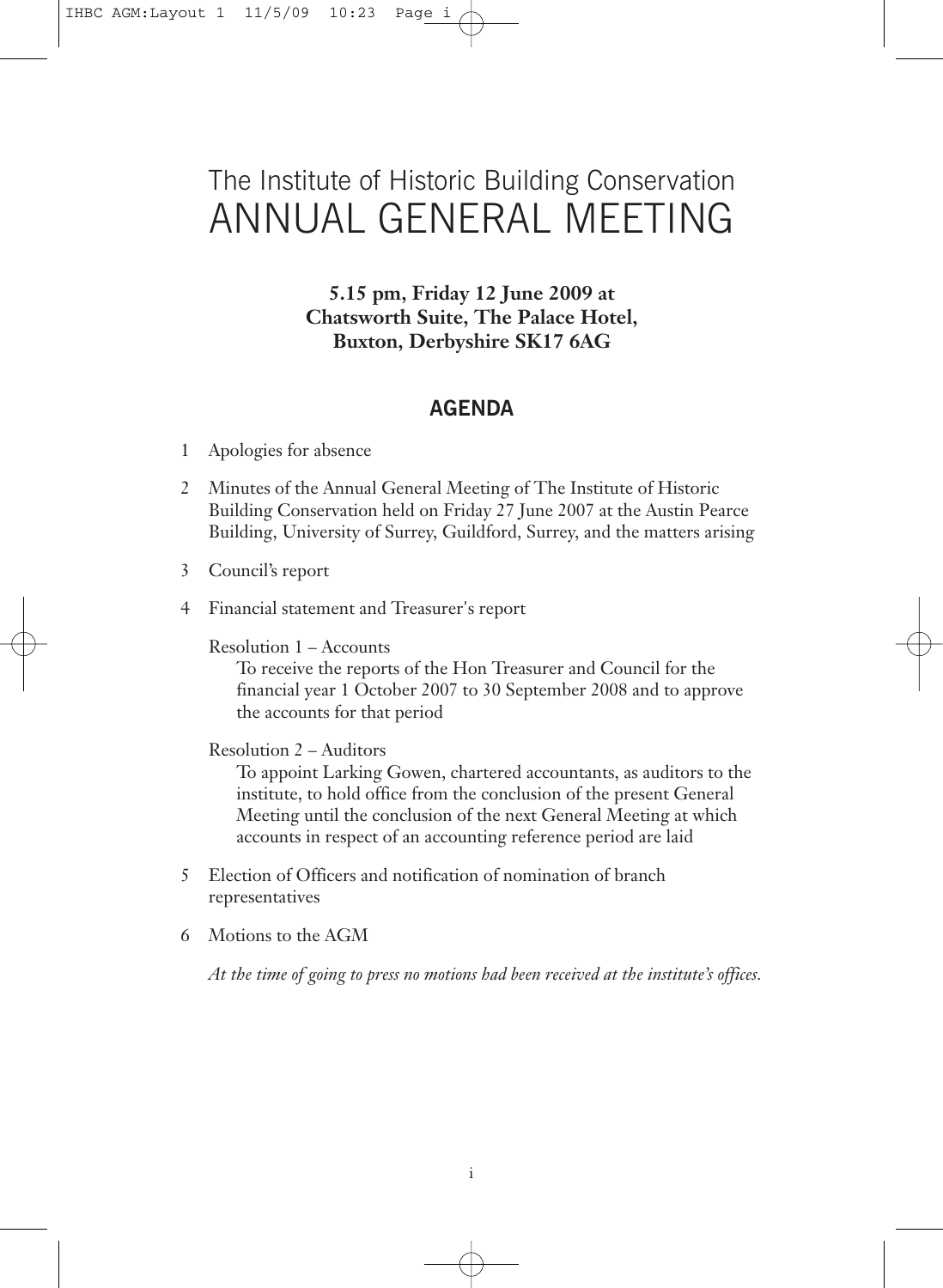# The Institute of Historic Building Conservation
# ANNUAL GENERAL MEETING

**5.15 pm, Friday 12 June 2009 at Chatsworth Suite, The Palace Hotel, Buxton, Derbyshire SK17 6AG**

## AGENDA

1 Apologies for absence

2 Minutes of the Annual General Meeting of The Institute of Historic Building Conservation held on Friday 27 June 2007 at the Austin Pearce Building, University of Surrey, Guildford, Surrey, and the matters arising

3 Council's report

4 Financial statement and Treasurer's report

Resolution 1 – Accounts
To receive the reports of the Hon Treasurer and Council for the financial year 1 October 2007 to 30 September 2008 and to approve the accounts for that period

Resolution 2 – Auditors
To appoint Larking Gowen, chartered accountants, as auditors to the institute, to hold office from the conclusion of the present General Meeting until the conclusion of the next General Meeting at which accounts in respect of an accounting reference period are laid

5 Election of Officers and notification of nomination of branch representatives

6 Motions to the AGM

*At the time of going to press no motions had been received at the institute's offices.*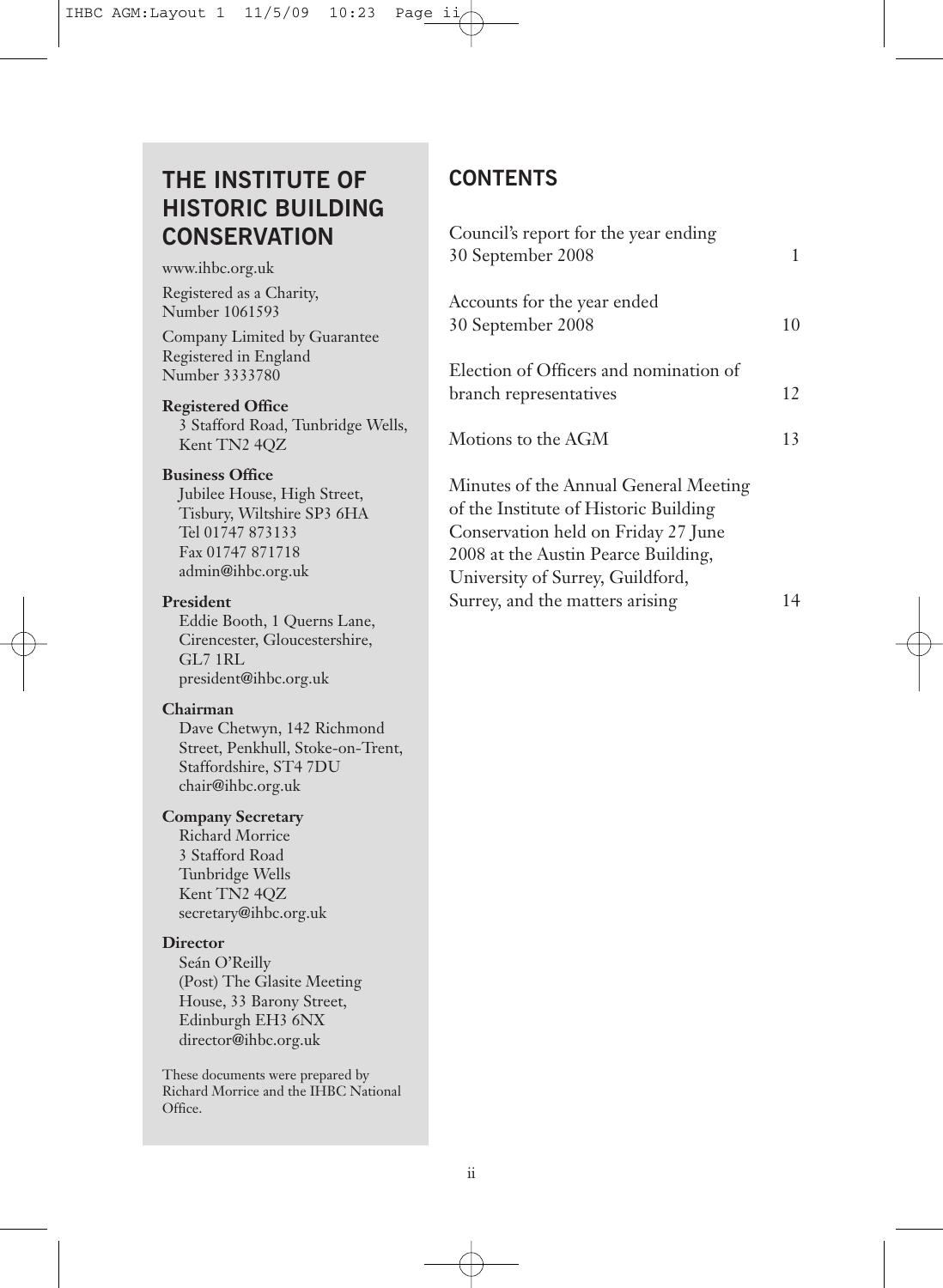# THE INSTITUTE OF HISTORIC BUILDING CONSERVATION

www.ihbc.org.uk

Registered as a Charity,
Number 1061593

Company Limited by Guarantee
Registered in England
Number 3333780

**Registered Office**
3 Stafford Road, Tunbridge Wells,
Kent TN2 4QZ

**Business Office**
Jubilee House, High Street,
Tisbury, Wiltshire SP3 6HA
Tel 01747 873133
Fax 01747 871718
admin@ihbc.org.uk

**President**
Eddie Booth, 1 Querns Lane,
Cirencester, Gloucestershire,
GL7 1RL
president@ihbc.org.uk

**Chairman**
Dave Chetwyn, 142 Richmond
Street, Penkhull, Stoke-on-Trent,
Staffordshire, ST4 7DU
chair@ihbc.org.uk

**Company Secretary**
Richard Morrice
3 Stafford Road
Tunbridge Wells
Kent TN2 4QZ
secretary@ihbc.org.uk

**Director**
Seán O'Reilly
(Post) The Glasite Meeting
House, 33 Barony Street,
Edinburgh EH3 6NX
director@ihbc.org.uk

These documents were prepared by Richard Morrice and the IHBC National Office.

## CONTENTS

| | |
|---|---|
| Council's report for the year ending 30 September 2008 | 1 |
| Accounts for the year ended 30 September 2008 | 10 |
| Election of Officers and nomination of branch representatives | 12 |
| Motions to the AGM | 13 |
| Minutes of the Annual General Meeting of the Institute of Historic Building Conservation held on Friday 27 June 2008 at the Austin Pearce Building, University of Surrey, Guildford, Surrey, and the matters arising | 14 |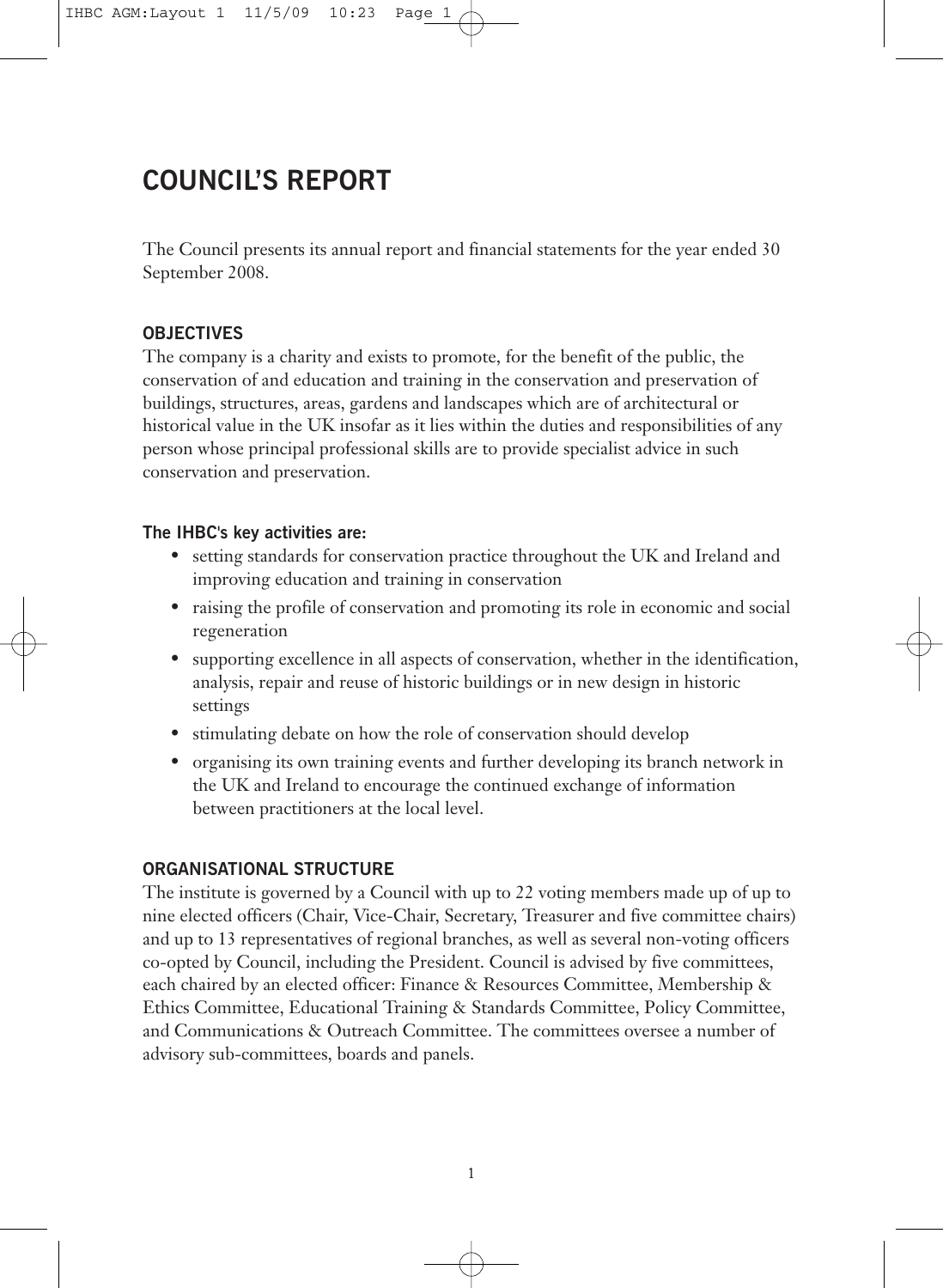# COUNCIL'S REPORT

The Council presents its annual report and financial statements for the year ended 30 September 2008.

## OBJECTIVES

The company is a charity and exists to promote, for the benefit of the public, the conservation of and education and training in the conservation and preservation of buildings, structures, areas, gardens and landscapes which are of architectural or historical value in the UK insofar as it lies within the duties and responsibilities of any person whose principal professional skills are to provide specialist advice in such conservation and preservation.

### The IHBC's key activities are:

- setting standards for conservation practice throughout the UK and Ireland and improving education and training in conservation
- raising the profile of conservation and promoting its role in economic and social regeneration
- supporting excellence in all aspects of conservation, whether in the identification, analysis, repair and reuse of historic buildings or in new design in historic settings
- stimulating debate on how the role of conservation should develop
- organising its own training events and further developing its branch network in the UK and Ireland to encourage the continued exchange of information between practitioners at the local level.

## ORGANISATIONAL STRUCTURE

The institute is governed by a Council with up to 22 voting members made up of up to nine elected officers (Chair, Vice-Chair, Secretary, Treasurer and five committee chairs) and up to 13 representatives of regional branches, as well as several non-voting officers co-opted by Council, including the President. Council is advised by five committees, each chaired by an elected officer: Finance & Resources Committee, Membership & Ethics Committee, Educational Training & Standards Committee, Policy Committee, and Communications & Outreach Committee. The committees oversee a number of advisory sub-committees, boards and panels.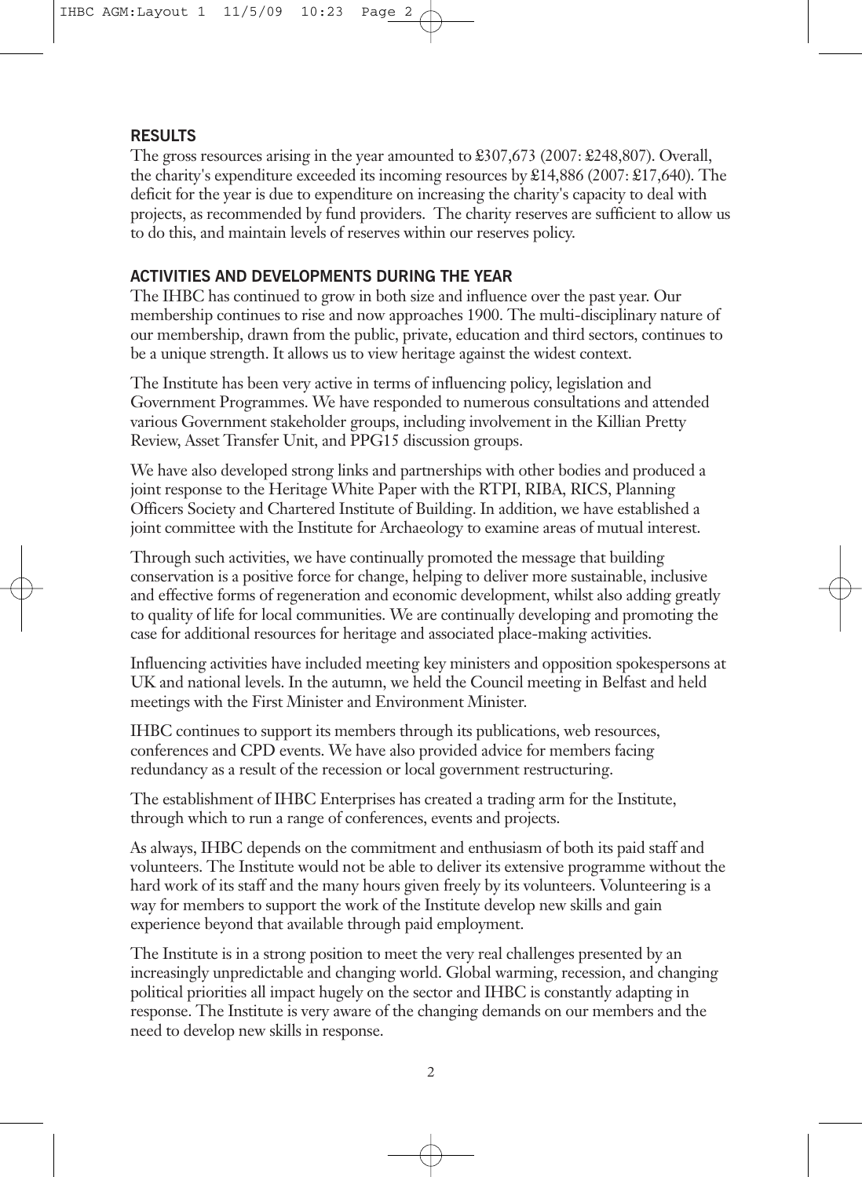## RESULTS

The gross resources arising in the year amounted to £307,673 (2007: £248,807). Overall, the charity's expenditure exceeded its incoming resources by £14,886 (2007: £17,640). The deficit for the year is due to expenditure on increasing the charity's capacity to deal with projects, as recommended by fund providers. The charity reserves are sufficient to allow us to do this, and maintain levels of reserves within our reserves policy.

## ACTIVITIES AND DEVELOPMENTS DURING THE YEAR

The IHBC has continued to grow in both size and influence over the past year. Our membership continues to rise and now approaches 1900. The multi-disciplinary nature of our membership, drawn from the public, private, education and third sectors, continues to be a unique strength. It allows us to view heritage against the widest context.

The Institute has been very active in terms of influencing policy, legislation and Government Programmes. We have responded to numerous consultations and attended various Government stakeholder groups, including involvement in the Killian Pretty Review, Asset Transfer Unit, and PPG15 discussion groups.

We have also developed strong links and partnerships with other bodies and produced a joint response to the Heritage White Paper with the RTPI, RIBA, RICS, Planning Officers Society and Chartered Institute of Building. In addition, we have established a joint committee with the Institute for Archaeology to examine areas of mutual interest.

Through such activities, we have continually promoted the message that building conservation is a positive force for change, helping to deliver more sustainable, inclusive and effective forms of regeneration and economic development, whilst also adding greatly to quality of life for local communities. We are continually developing and promoting the case for additional resources for heritage and associated place-making activities.

Influencing activities have included meeting key ministers and opposition spokespersons at UK and national levels. In the autumn, we held the Council meeting in Belfast and held meetings with the First Minister and Environment Minister.

IHBC continues to support its members through its publications, web resources, conferences and CPD events. We have also provided advice for members facing redundancy as a result of the recession or local government restructuring.

The establishment of IHBC Enterprises has created a trading arm for the Institute, through which to run a range of conferences, events and projects.

As always, IHBC depends on the commitment and enthusiasm of both its paid staff and volunteers. The Institute would not be able to deliver its extensive programme without the hard work of its staff and the many hours given freely by its volunteers. Volunteering is a way for members to support the work of the Institute develop new skills and gain experience beyond that available through paid employment.

The Institute is in a strong position to meet the very real challenges presented by an increasingly unpredictable and changing world. Global warming, recession, and changing political priorities all impact hugely on the sector and IHBC is constantly adapting in response. The Institute is very aware of the changing demands on our members and the need to develop new skills in response.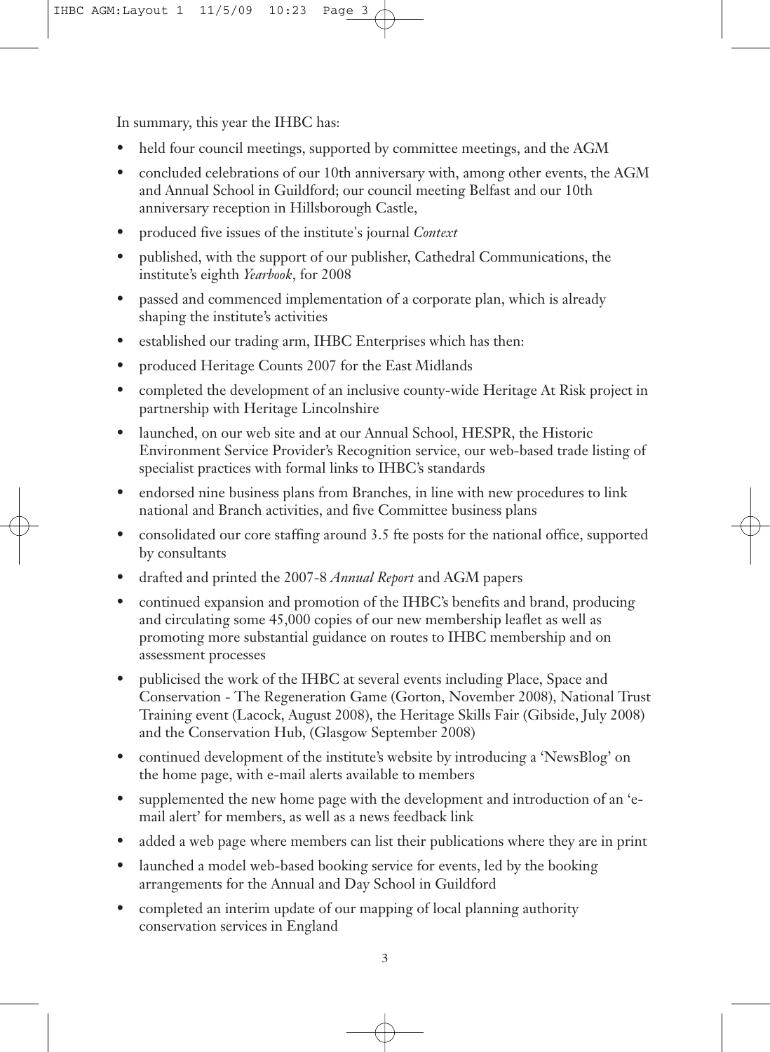In summary, this year the IHBC has:

- held four council meetings, supported by committee meetings, and the AGM
- concluded celebrations of our 10th anniversary with, among other events, the AGM and Annual School in Guildford; our council meeting Belfast and our 10th anniversary reception in Hillsborough Castle,
- produced five issues of the institute's journal *Context*
- published, with the support of our publisher, Cathedral Communications, the institute's eighth *Yearbook*, for 2008
- passed and commenced implementation of a corporate plan, which is already shaping the institute's activities
- established our trading arm, IHBC Enterprises which has then:
- produced Heritage Counts 2007 for the East Midlands
- completed the development of an inclusive county-wide Heritage At Risk project in partnership with Heritage Lincolnshire
- launched, on our web site and at our Annual School, HESPR, the Historic Environment Service Provider's Recognition service, our web-based trade listing of specialist practices with formal links to IHBC's standards
- endorsed nine business plans from Branches, in line with new procedures to link national and Branch activities, and five Committee business plans
- consolidated our core staffing around 3.5 fte posts for the national office, supported by consultants
- drafted and printed the 2007-8 *Annual Report* and AGM papers
- continued expansion and promotion of the IHBC's benefits and brand, producing and circulating some 45,000 copies of our new membership leaflet as well as promoting more substantial guidance on routes to IHBC membership and on assessment processes
- publicised the work of the IHBC at several events including Place, Space and Conservation - The Regeneration Game (Gorton, November 2008), National Trust Training event (Lacock, August 2008), the Heritage Skills Fair (Gibside, July 2008) and the Conservation Hub, (Glasgow September 2008)
- continued development of the institute's website by introducing a 'NewsBlog' on the home page, with e-mail alerts available to members
- supplemented the new home page with the development and introduction of an 'e-mail alert' for members, as well as a news feedback link
- added a web page where members can list their publications where they are in print
- launched a model web-based booking service for events, led by the booking arrangements for the Annual and Day School in Guildford
- completed an interim update of our mapping of local planning authority conservation services in England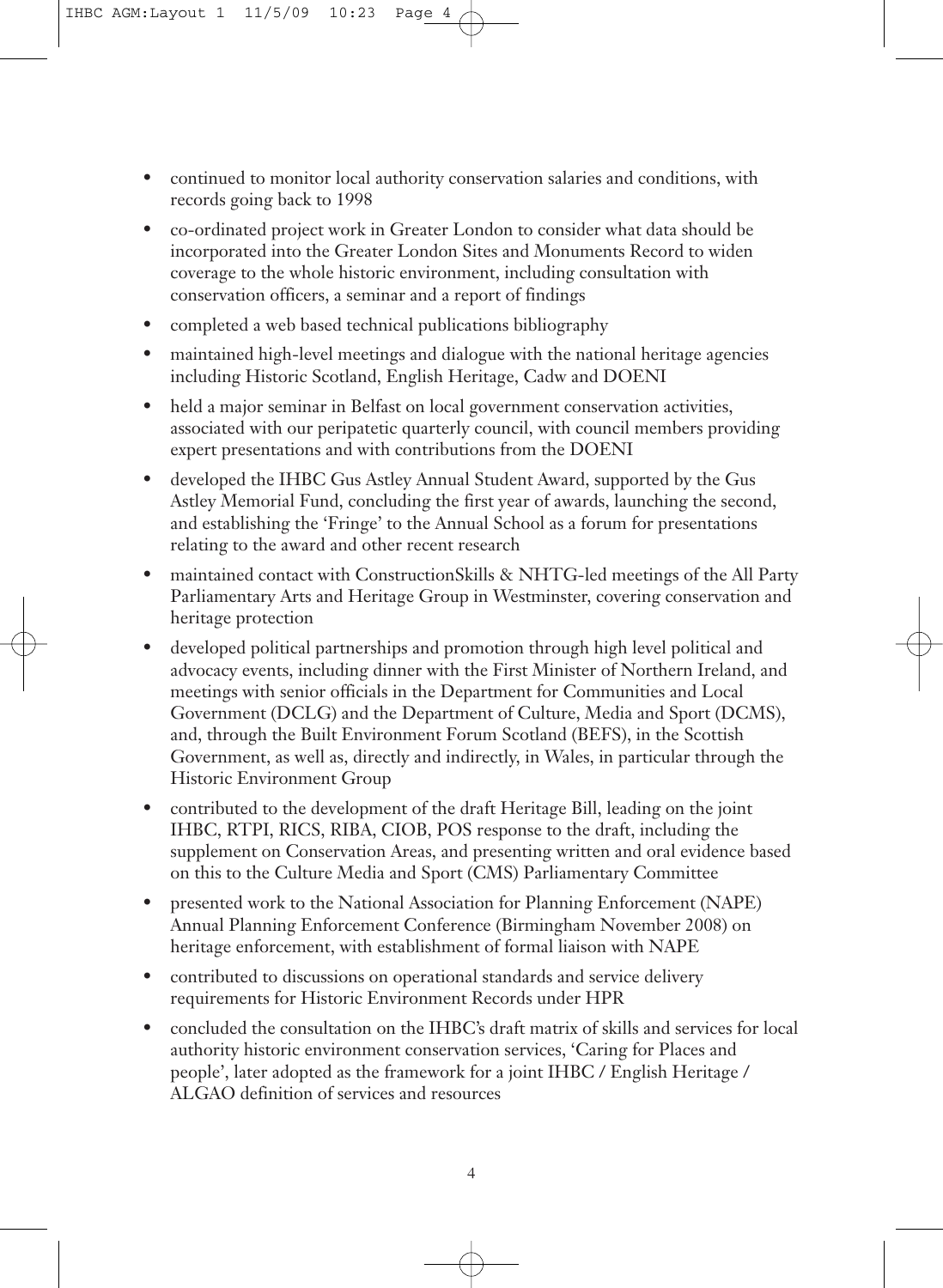- continued to monitor local authority conservation salaries and conditions, with records going back to 1998
- co-ordinated project work in Greater London to consider what data should be incorporated into the Greater London Sites and Monuments Record to widen coverage to the whole historic environment, including consultation with conservation officers, a seminar and a report of findings
- completed a web based technical publications bibliography
- maintained high-level meetings and dialogue with the national heritage agencies including Historic Scotland, English Heritage, Cadw and DOENI
- held a major seminar in Belfast on local government conservation activities, associated with our peripatetic quarterly council, with council members providing expert presentations and with contributions from the DOENI
- developed the IHBC Gus Astley Annual Student Award, supported by the Gus Astley Memorial Fund, concluding the first year of awards, launching the second, and establishing the 'Fringe' to the Annual School as a forum for presentations relating to the award and other recent research
- maintained contact with ConstructionSkills & NHTG-led meetings of the All Party Parliamentary Arts and Heritage Group in Westminster, covering conservation and heritage protection
- developed political partnerships and promotion through high level political and advocacy events, including dinner with the First Minister of Northern Ireland, and meetings with senior officials in the Department for Communities and Local Government (DCLG) and the Department of Culture, Media and Sport (DCMS), and, through the Built Environment Forum Scotland (BEFS), in the Scottish Government, as well as, directly and indirectly, in Wales, in particular through the Historic Environment Group
- contributed to the development of the draft Heritage Bill, leading on the joint IHBC, RTPI, RICS, RIBA, CIOB, POS response to the draft, including the supplement on Conservation Areas, and presenting written and oral evidence based on this to the Culture Media and Sport (CMS) Parliamentary Committee
- presented work to the National Association for Planning Enforcement (NAPE) Annual Planning Enforcement Conference (Birmingham November 2008) on heritage enforcement, with establishment of formal liaison with NAPE
- contributed to discussions on operational standards and service delivery requirements for Historic Environment Records under HPR
- concluded the consultation on the IHBC's draft matrix of skills and services for local authority historic environment conservation services, 'Caring for Places and people', later adopted as the framework for a joint IHBC / English Heritage / ALGAO definition of services and resources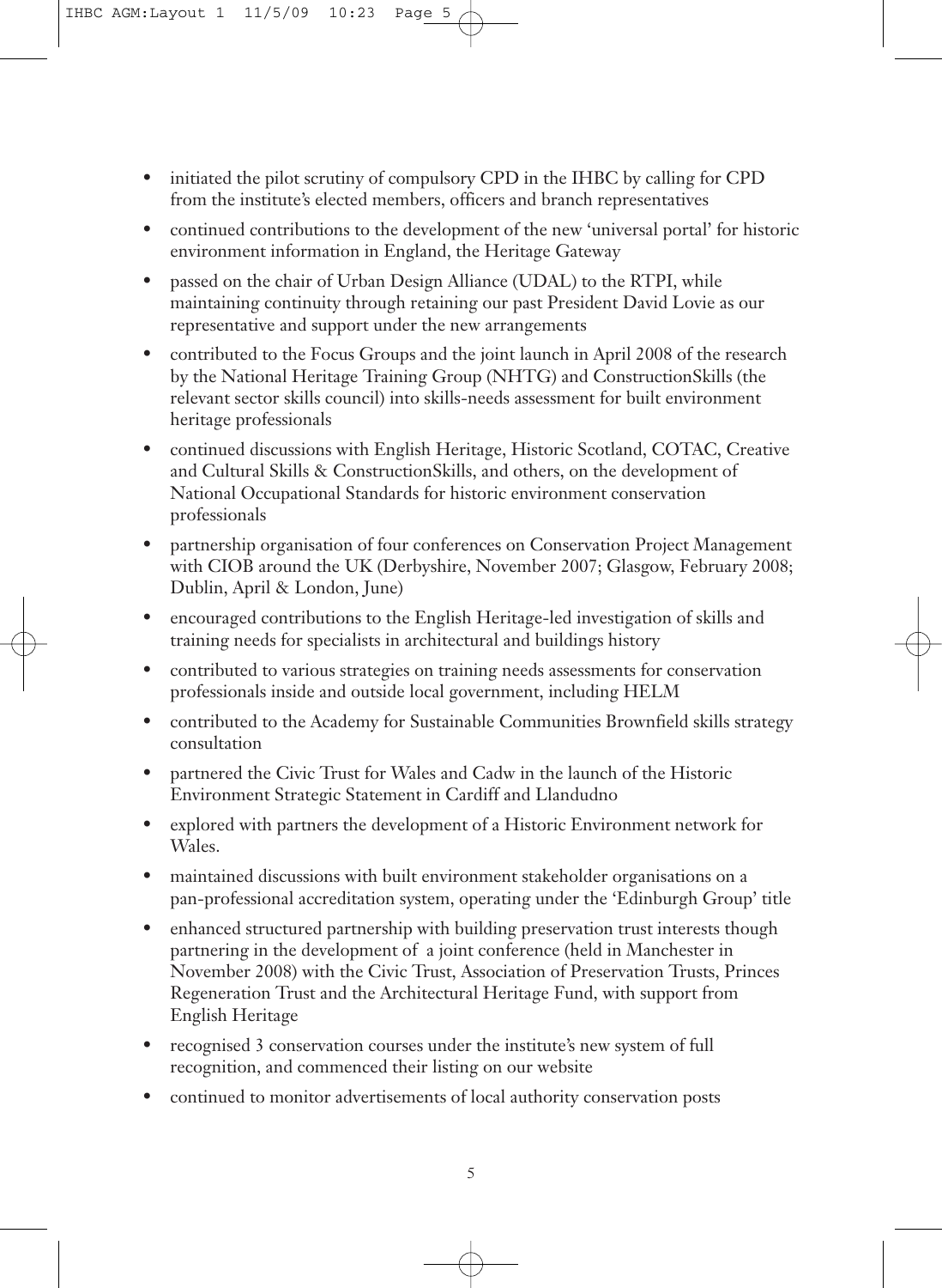- initiated the pilot scrutiny of compulsory CPD in the IHBC by calling for CPD from the institute's elected members, officers and branch representatives
- continued contributions to the development of the new 'universal portal' for historic environment information in England, the Heritage Gateway
- passed on the chair of Urban Design Alliance (UDAL) to the RTPI, while maintaining continuity through retaining our past President David Lovie as our representative and support under the new arrangements
- contributed to the Focus Groups and the joint launch in April 2008 of the research by the National Heritage Training Group (NHTG) and ConstructionSkills (the relevant sector skills council) into skills-needs assessment for built environment heritage professionals
- continued discussions with English Heritage, Historic Scotland, COTAC, Creative and Cultural Skills & ConstructionSkills, and others, on the development of National Occupational Standards for historic environment conservation professionals
- partnership organisation of four conferences on Conservation Project Management with CIOB around the UK (Derbyshire, November 2007; Glasgow, February 2008; Dublin, April & London, June)
- encouraged contributions to the English Heritage-led investigation of skills and training needs for specialists in architectural and buildings history
- contributed to various strategies on training needs assessments for conservation professionals inside and outside local government, including HELM
- contributed to the Academy for Sustainable Communities Brownfield skills strategy consultation
- partnered the Civic Trust for Wales and Cadw in the launch of the Historic Environment Strategic Statement in Cardiff and Llandudno
- explored with partners the development of a Historic Environment network for Wales.
- maintained discussions with built environment stakeholder organisations on a pan-professional accreditation system, operating under the 'Edinburgh Group' title
- enhanced structured partnership with building preservation trust interests though partnering in the development of a joint conference (held in Manchester in November 2008) with the Civic Trust, Association of Preservation Trusts, Princes Regeneration Trust and the Architectural Heritage Fund, with support from English Heritage
- recognised 3 conservation courses under the institute's new system of full recognition, and commenced their listing on our website
- continued to monitor advertisements of local authority conservation posts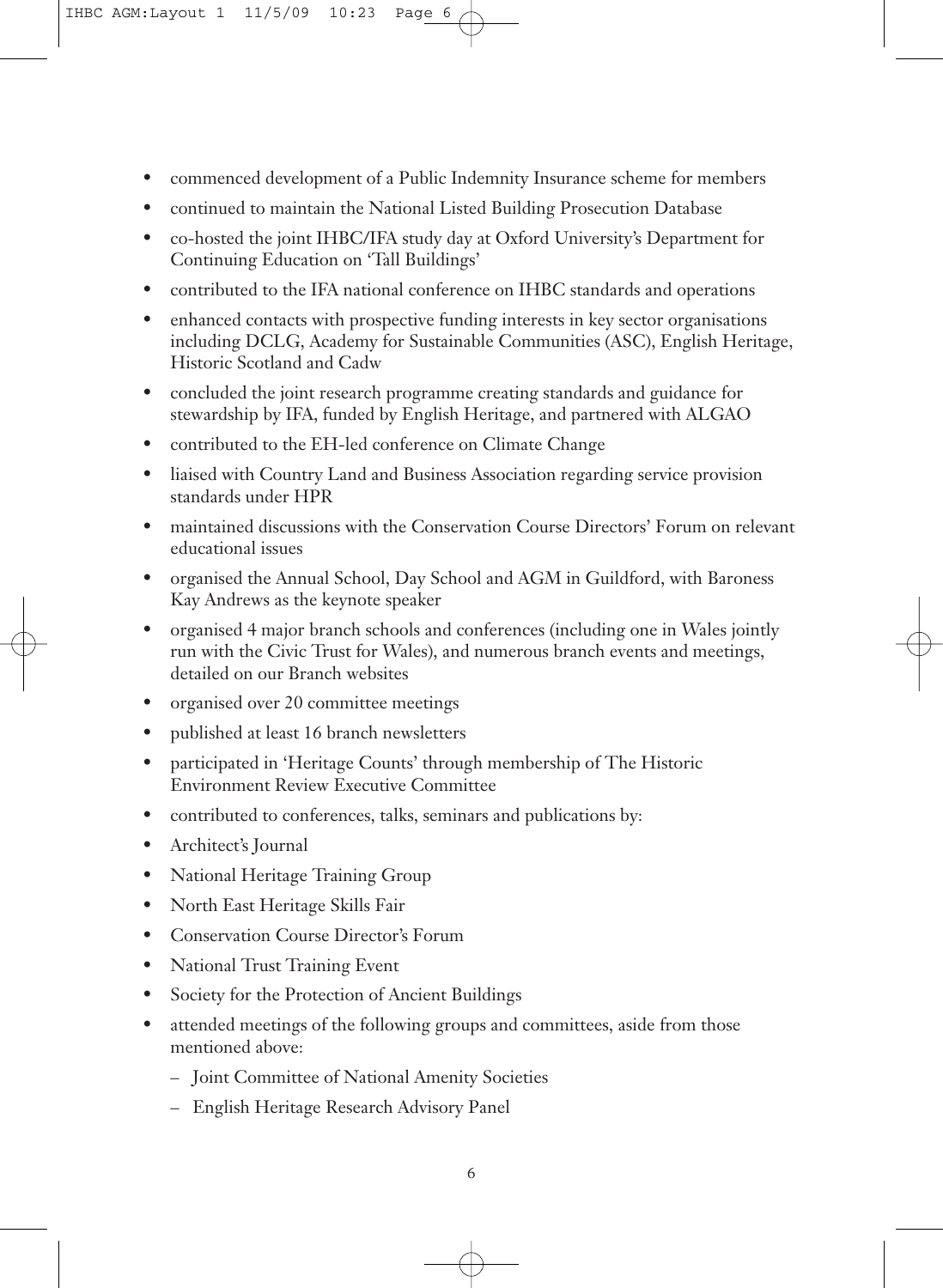- commenced development of a Public Indemnity Insurance scheme for members
- continued to maintain the National Listed Building Prosecution Database
- co-hosted the joint IHBC/IFA study day at Oxford University's Department for Continuing Education on 'Tall Buildings'
- contributed to the IFA national conference on IHBC standards and operations
- enhanced contacts with prospective funding interests in key sector organisations including DCLG, Academy for Sustainable Communities (ASC), English Heritage, Historic Scotland and Cadw
- concluded the joint research programme creating standards and guidance for stewardship by IFA, funded by English Heritage, and partnered with ALGAO
- contributed to the EH-led conference on Climate Change
- liaised with Country Land and Business Association regarding service provision standards under HPR
- maintained discussions with the Conservation Course Directors' Forum on relevant educational issues
- organised the Annual School, Day School and AGM in Guildford, with Baroness Kay Andrews as the keynote speaker
- organised 4 major branch schools and conferences (including one in Wales jointly run with the Civic Trust for Wales), and numerous branch events and meetings, detailed on our Branch websites
- organised over 20 committee meetings
- published at least 16 branch newsletters
- participated in 'Heritage Counts' through membership of The Historic Environment Review Executive Committee
- contributed to conferences, talks, seminars and publications by:
- Architect's Journal
- National Heritage Training Group
- North East Heritage Skills Fair
- Conservation Course Director's Forum
- National Trust Training Event
- Society for the Protection of Ancient Buildings
- attended meetings of the following groups and committees, aside from those mentioned above:
  - Joint Committee of National Amenity Societies
  - English Heritage Research Advisory Panel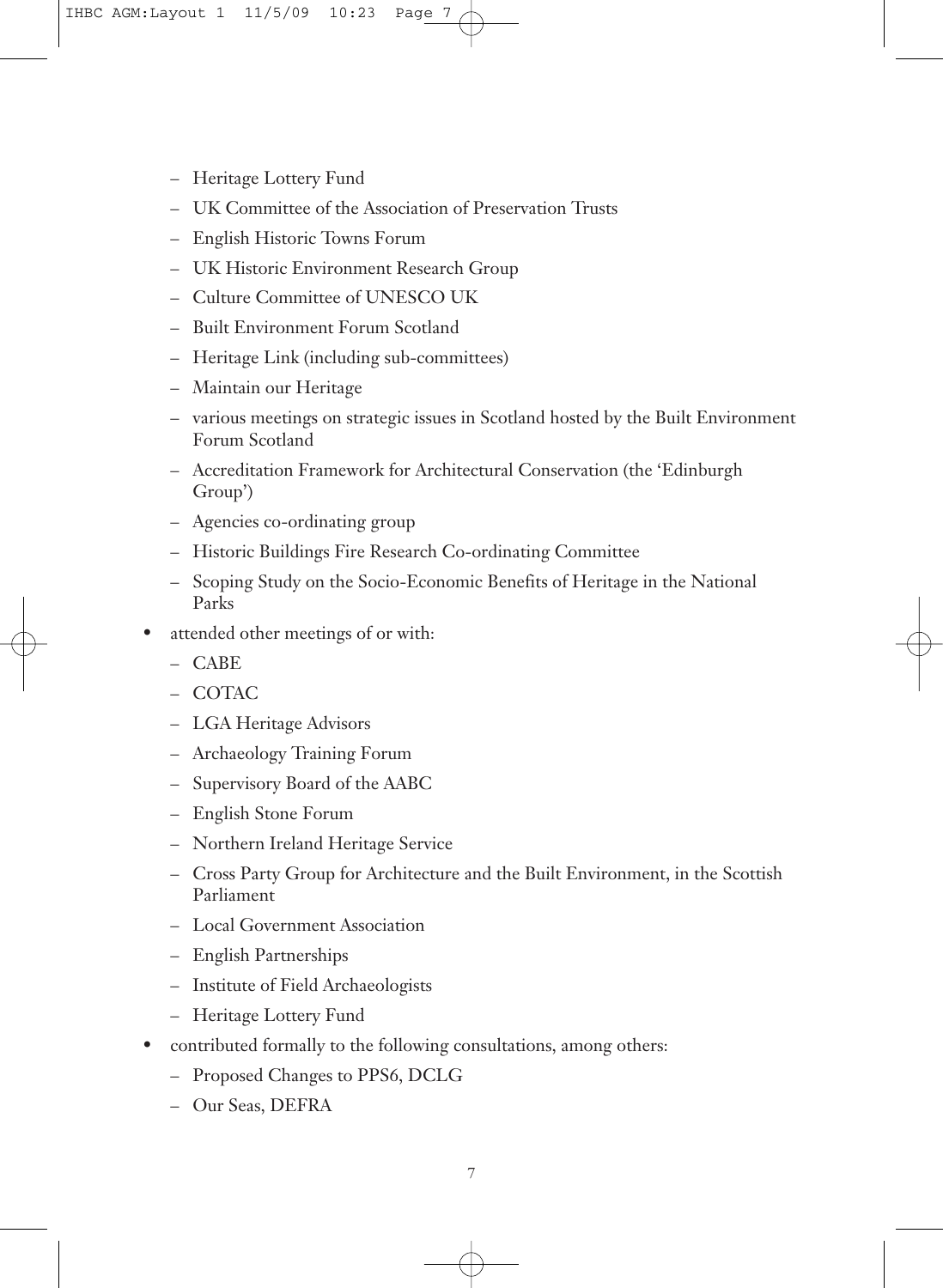- Heritage Lottery Fund
- UK Committee of the Association of Preservation Trusts
- English Historic Towns Forum
- UK Historic Environment Research Group
- Culture Committee of UNESCO UK
- Built Environment Forum Scotland
- Heritage Link (including sub-committees)
- Maintain our Heritage
- various meetings on strategic issues in Scotland hosted by the Built Environment Forum Scotland
- Accreditation Framework for Architectural Conservation (the 'Edinburgh Group')
- Agencies co-ordinating group
- Historic Buildings Fire Research Co-ordinating Committee
- Scoping Study on the Socio-Economic Benefits of Heritage in the National Parks

- attended other meetings of or with:
  - CABE
  - COTAC
  - LGA Heritage Advisors
  - Archaeology Training Forum
  - Supervisory Board of the AABC
  - English Stone Forum
  - Northern Ireland Heritage Service
  - Cross Party Group for Architecture and the Built Environment, in the Scottish Parliament
  - Local Government Association
  - English Partnerships
  - Institute of Field Archaeologists
  - Heritage Lottery Fund
- contributed formally to the following consultations, among others:
  - Proposed Changes to PPS6, DCLG
  - Our Seas, DEFRA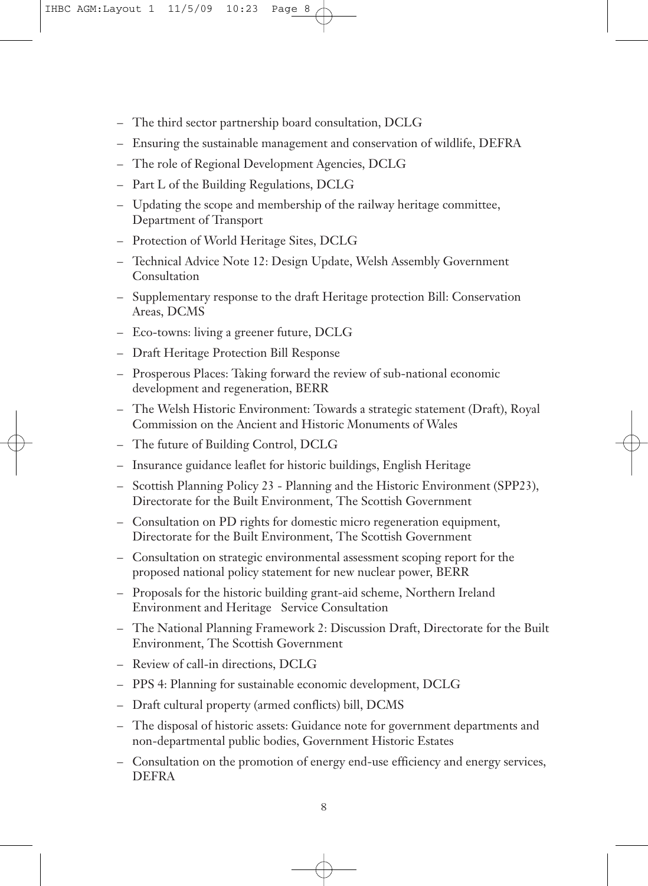- The third sector partnership board consultation, DCLG
- Ensuring the sustainable management and conservation of wildlife, DEFRA
- The role of Regional Development Agencies, DCLG
- Part L of the Building Regulations, DCLG
- Updating the scope and membership of the railway heritage committee, Department of Transport
- Protection of World Heritage Sites, DCLG
- Technical Advice Note 12: Design Update, Welsh Assembly Government Consultation
- Supplementary response to the draft Heritage protection Bill: Conservation Areas, DCMS
- Eco-towns: living a greener future, DCLG
- Draft Heritage Protection Bill Response
- Prosperous Places: Taking forward the review of sub-national economic development and regeneration, BERR
- The Welsh Historic Environment: Towards a strategic statement (Draft), Royal Commission on the Ancient and Historic Monuments of Wales
- The future of Building Control, DCLG
- Insurance guidance leaflet for historic buildings, English Heritage
- Scottish Planning Policy 23 - Planning and the Historic Environment (SPP23), Directorate for the Built Environment, The Scottish Government
- Consultation on PD rights for domestic micro regeneration equipment, Directorate for the Built Environment, The Scottish Government
- Consultation on strategic environmental assessment scoping report for the proposed national policy statement for new nuclear power, BERR
- Proposals for the historic building grant-aid scheme, Northern Ireland Environment and Heritage Service Consultation
- The National Planning Framework 2: Discussion Draft, Directorate for the Built Environment, The Scottish Government
- Review of call-in directions, DCLG
- PPS 4: Planning for sustainable economic development, DCLG
- Draft cultural property (armed conflicts) bill, DCMS
- The disposal of historic assets: Guidance note for government departments and non-departmental public bodies, Government Historic Estates
- Consultation on the promotion of energy end-use efficiency and energy services, DEFRA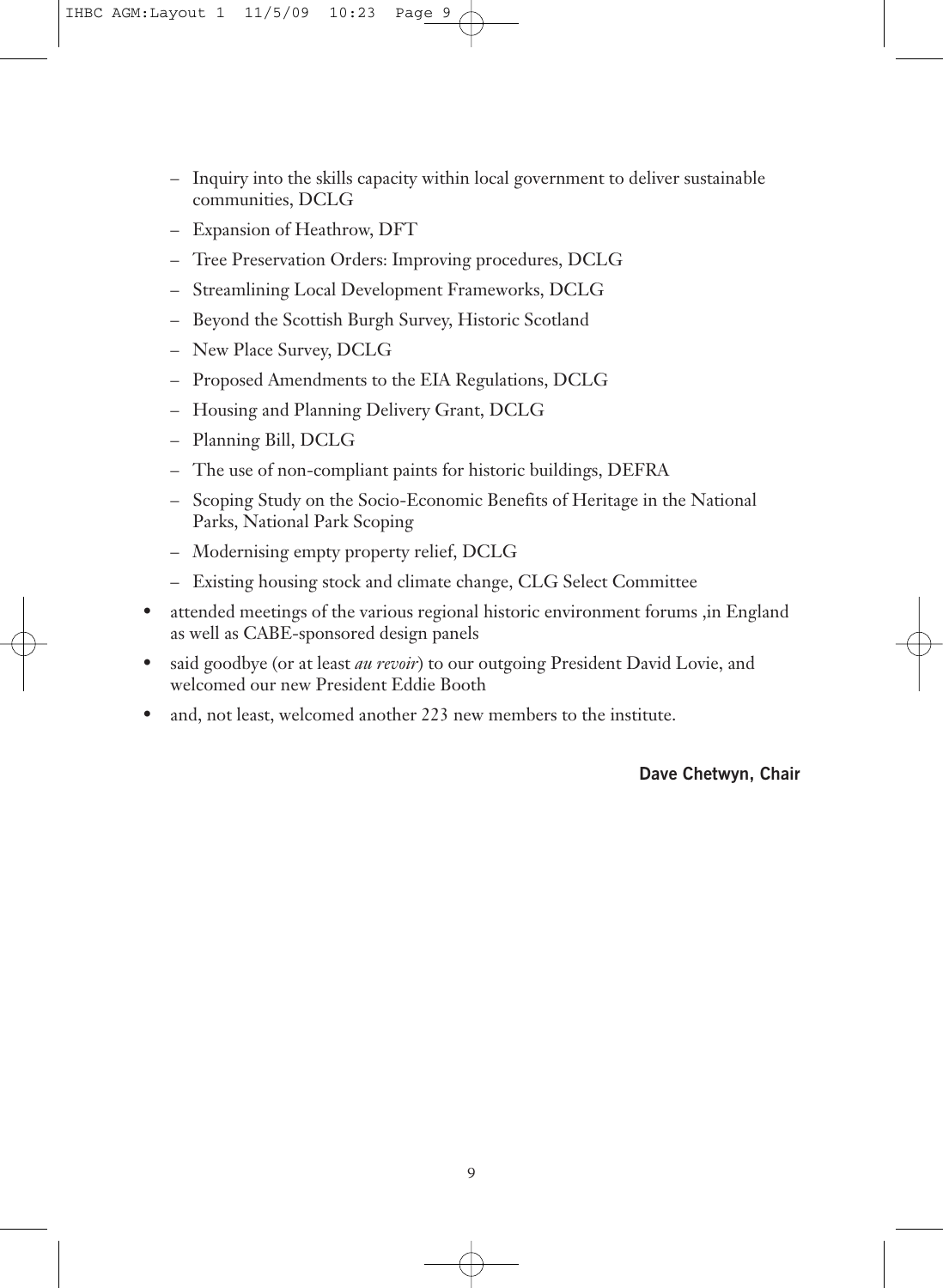- Inquiry into the skills capacity within local government to deliver sustainable communities, DCLG
  - Expansion of Heathrow, DFT
  - Tree Preservation Orders: Improving procedures, DCLG
  - Streamlining Local Development Frameworks, DCLG
  - Beyond the Scottish Burgh Survey, Historic Scotland
  - New Place Survey, DCLG
  - Proposed Amendments to the EIA Regulations, DCLG
  - Housing and Planning Delivery Grant, DCLG
  - Planning Bill, DCLG
  - The use of non-compliant paints for historic buildings, DEFRA
  - Scoping Study on the Socio-Economic Benefits of Heritage in the National Parks, National Park Scoping
  - Modernising empty property relief, DCLG
  - Existing housing stock and climate change, CLG Select Committee
- attended meetings of the various regional historic environment forums ,in England as well as CABE-sponsored design panels
- said goodbye (or at least *au revoir*) to our outgoing President David Lovie, and welcomed our new President Eddie Booth
- and, not least, welcomed another 223 new members to the institute.

**Dave Chetwyn, Chair**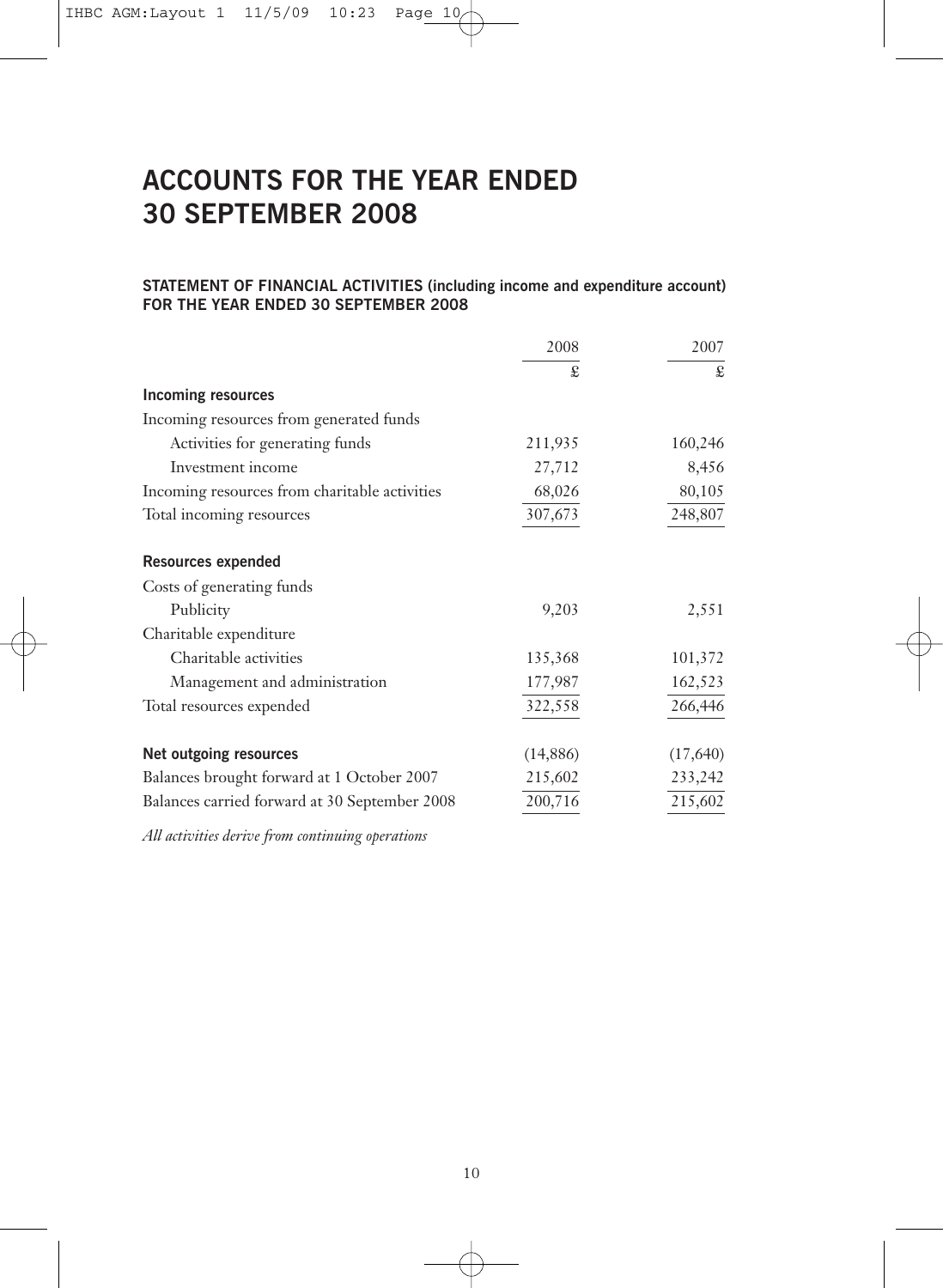# ACCOUNTS FOR THE YEAR ENDED 30 SEPTEMBER 2008

### STATEMENT OF FINANCIAL ACTIVITIES (including income and expenditure account) FOR THE YEAR ENDED 30 SEPTEMBER 2008

| | 2008 | 2007 |
|---|---|---|
| | £ | £ |
| **Incoming resources** | | |
| Incoming resources from generated funds | | |
| Activities for generating funds | 211,935 | 160,246 |
| Investment income | 27,712 | 8,456 |
| Incoming resources from charitable activities | 68,026 | 80,105 |
| Total incoming resources | 307,673 | 248,807 |
| | | |
| **Resources expended** | | |
| Costs of generating funds | | |
| Publicity | 9,203 | 2,551 |
| Charitable expenditure | | |
| Charitable activities | 135,368 | 101,372 |
| Management and administration | 177,987 | 162,523 |
| Total resources expended | 322,558 | 266,446 |
| | | |
| **Net outgoing resources** | (14,886) | (17,640) |
| Balances brought forward at 1 October 2007 | 215,602 | 233,242 |
| Balances carried forward at 30 September 2008 | 200,716 | 215,602 |

*All activities derive from continuing operations*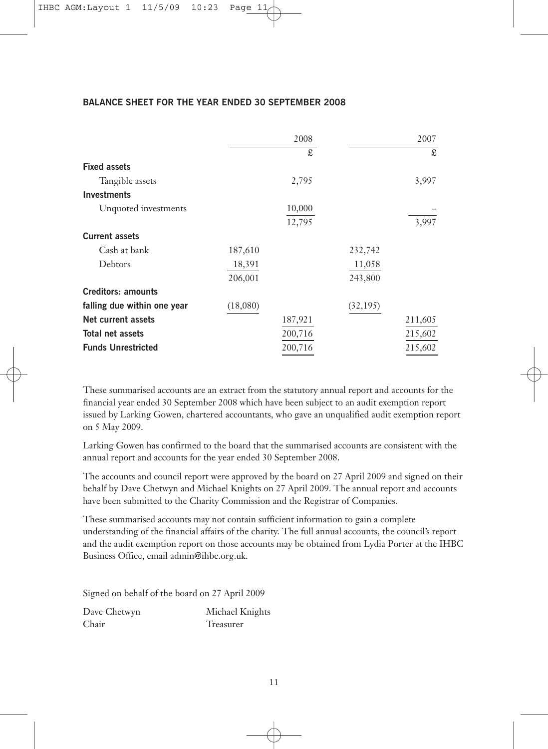## BALANCE SHEET FOR THE YEAR ENDED 30 SEPTEMBER 2008

| | 2008 | | 2007 | |
|---|---|---|---|---|
| | | £ | | £ |
| **Fixed assets** | | | | |
| Tangible assets | | 2,795 | | 3,997 |
| **Investments** | | | | |
| Unquoted investments | | 10,000 | | – |
| | | 12,795 | | 3,997 |
| **Current assets** | | | | |
| Cash at bank | 187,610 | | 232,742 | |
| Debtors | 18,391 | | 11,058 | |
| | 206,001 | | 243,800 | |
| **Creditors: amounts falling due within one year** | (18,080) | | (32,195) | |
| **Net current assets** | | 187,921 | | 211,605 |
| **Total net assets** | | 200,716 | | 215,602 |
| **Funds Unrestricted** | | 200,716 | | 215,602 |

These summarised accounts are an extract from the statutory annual report and accounts for the financial year ended 30 September 2008 which have been subject to an audit exemption report issued by Larking Gowen, chartered accountants, who gave an unqualified audit exemption report on 5 May 2009.

Larking Gowen has confirmed to the board that the summarised accounts are consistent with the annual report and accounts for the year ended 30 September 2008.

The accounts and council report were approved by the board on 27 April 2009 and signed on their behalf by Dave Chetwyn and Michael Knights on 27 April 2009. The annual report and accounts have been submitted to the Charity Commission and the Registrar of Companies.

These summarised accounts may not contain sufficient information to gain a complete understanding of the financial affairs of the charity. The full annual accounts, the council's report and the audit exemption report on those accounts may be obtained from Lydia Porter at the IHBC Business Office, email admin@ihbc.org.uk.

Signed on behalf of the board on 27 April 2009

Dave Chetwyn
Chair

Michael Knights
Treasurer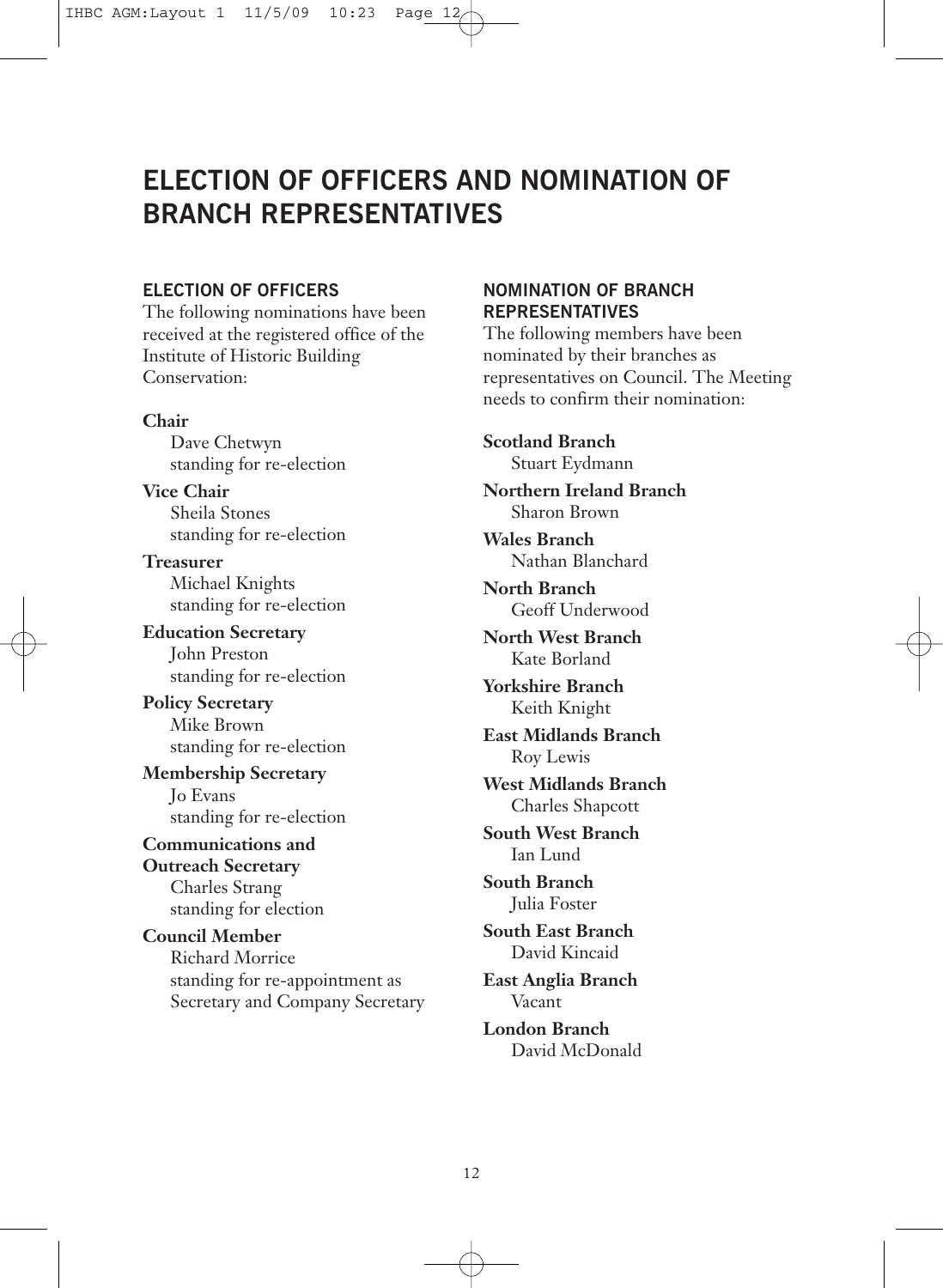# ELECTION OF OFFICERS AND NOMINATION OF BRANCH REPRESENTATIVES

## ELECTION OF OFFICERS

The following nominations have been received at the registered office of the Institute of Historic Building Conservation:

**Chair**
Dave Chetwyn
standing for re-election

**Vice Chair**
Sheila Stones
standing for re-election

**Treasurer**
Michael Knights
standing for re-election

**Education Secretary**
John Preston
standing for re-election

**Policy Secretary**
Mike Brown
standing for re-election

**Membership Secretary**
Jo Evans
standing for re-election

**Communications and Outreach Secretary**
Charles Strang
standing for election

**Council Member**
Richard Morrice
standing for re-appointment as Secretary and Company Secretary

## NOMINATION OF BRANCH REPRESENTATIVES

The following members have been nominated by their branches as representatives on Council. The Meeting needs to confirm their nomination:

**Scotland Branch**
Stuart Eydmann

**Northern Ireland Branch**
Sharon Brown

**Wales Branch**
Nathan Blanchard

**North Branch**
Geoff Underwood

**North West Branch**
Kate Borland

**Yorkshire Branch**
Keith Knight

**East Midlands Branch**
Roy Lewis

**West Midlands Branch**
Charles Shapcott

**South West Branch**
Ian Lund

**South Branch**
Julia Foster

**South East Branch**
David Kincaid

**East Anglia Branch**
Vacant

**London Branch**
David McDonald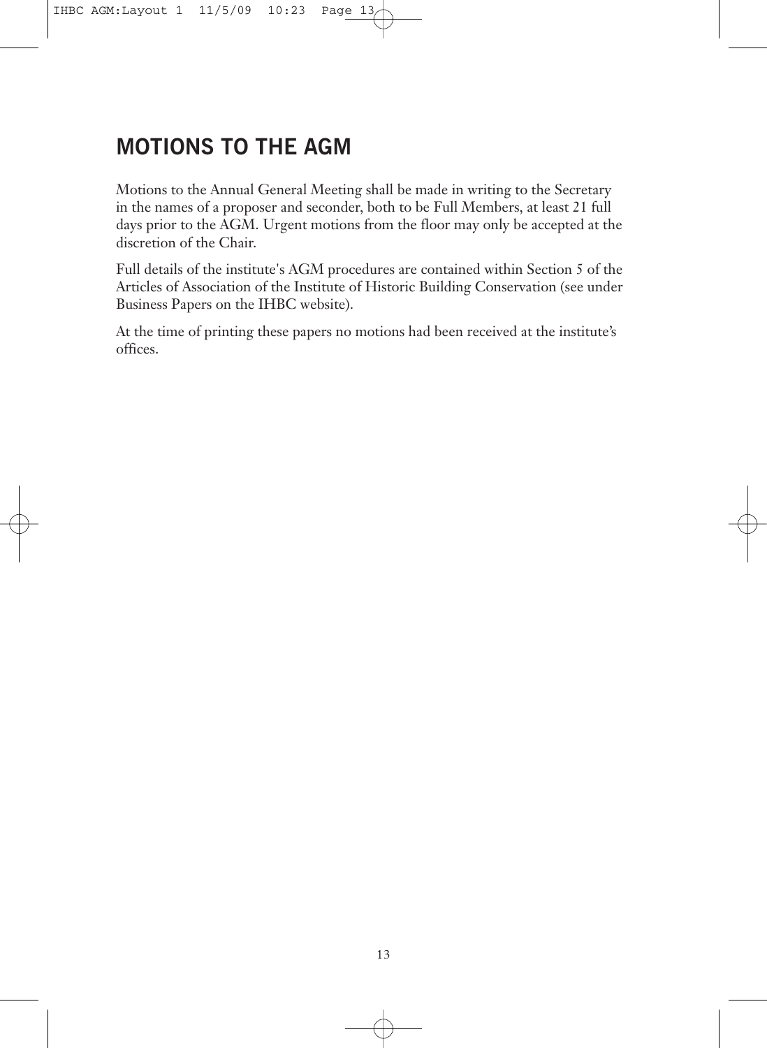## MOTIONS TO THE AGM

Motions to the Annual General Meeting shall be made in writing to the Secretary in the names of a proposer and seconder, both to be Full Members, at least 21 full days prior to the AGM. Urgent motions from the floor may only be accepted at the discretion of the Chair.

Full details of the institute's AGM procedures are contained within Section 5 of the Articles of Association of the Institute of Historic Building Conservation (see under Business Papers on the IHBC website).

At the time of printing these papers no motions had been received at the institute's offices.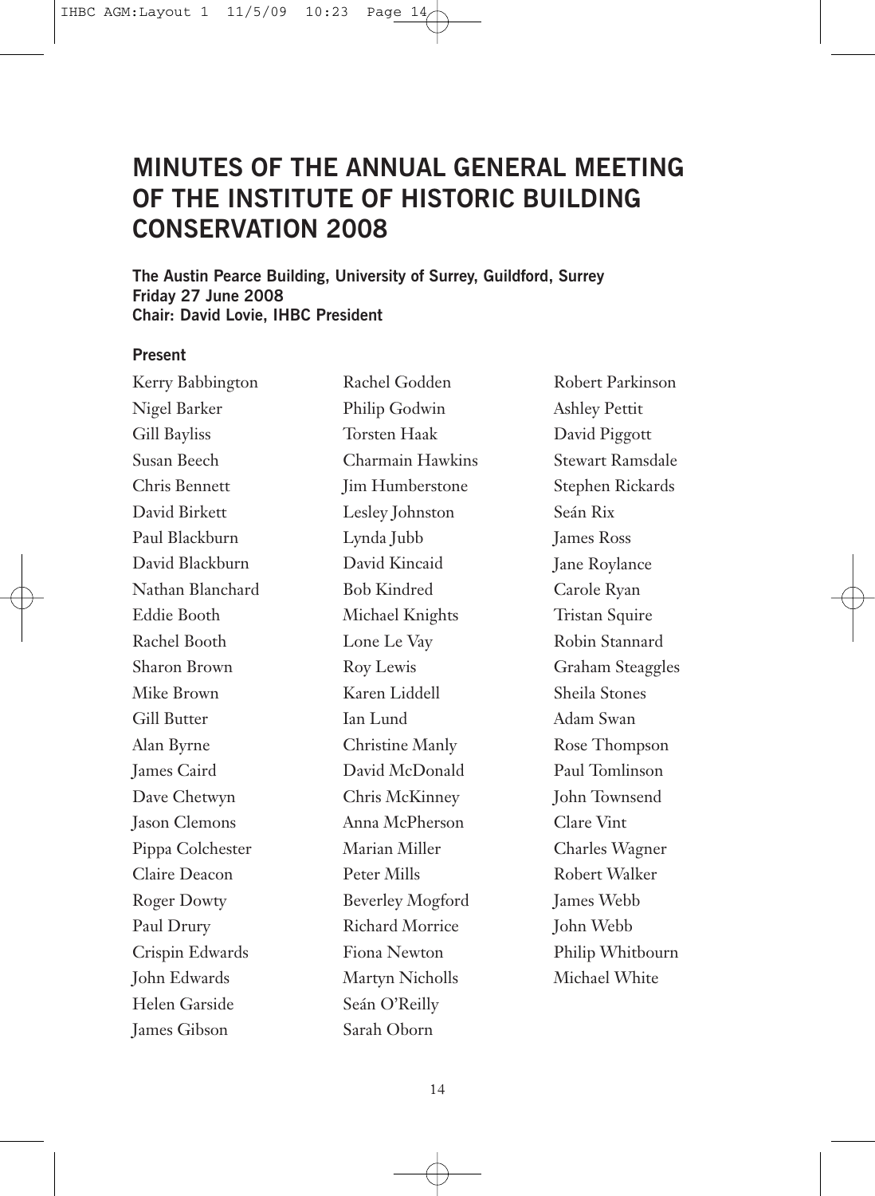# MINUTES OF THE ANNUAL GENERAL MEETING OF THE INSTITUTE OF HISTORIC BUILDING CONSERVATION 2008

**The Austin Pearce Building, University of Surrey, Guildford, Surrey**
**Friday 27 June 2008**
**Chair: David Lovie, IHBC President**

### Present

Kerry Babbington
Nigel Barker
Gill Bayliss
Susan Beech
Chris Bennett
David Birkett
Paul Blackburn
David Blackburn
Nathan Blanchard
Eddie Booth
Rachel Booth
Sharon Brown
Mike Brown
Gill Butter
Alan Byrne
James Caird
Dave Chetwyn
Jason Clemons
Pippa Colchester
Claire Deacon
Roger Dowty
Paul Drury
Crispin Edwards
John Edwards
Helen Garside
James Gibson
Rachel Godden
Philip Godwin
Torsten Haak
Charmain Hawkins
Jim Humberstone
Lesley Johnston
Lynda Jubb
David Kincaid
Bob Kindred
Michael Knights
Lone Le Vay
Roy Lewis
Karen Liddell
Ian Lund
Christine Manly
David McDonald
Chris McKinney
Anna McPherson
Marian Miller
Peter Mills
Beverley Mogford
Richard Morrice
Fiona Newton
Martyn Nicholls
Seán O'Reilly
Sarah Oborn
Robert Parkinson
Ashley Pettit
David Piggott
Stewart Ramsdale
Stephen Rickards
Seán Rix
James Ross
Jane Roylance
Carole Ryan
Tristan Squire
Robin Stannard
Graham Steaggles
Sheila Stones
Adam Swan
Rose Thompson
Paul Tomlinson
John Townsend
Clare Vint
Charles Wagner
Robert Walker
James Webb
John Webb
Philip Whitbourn
Michael White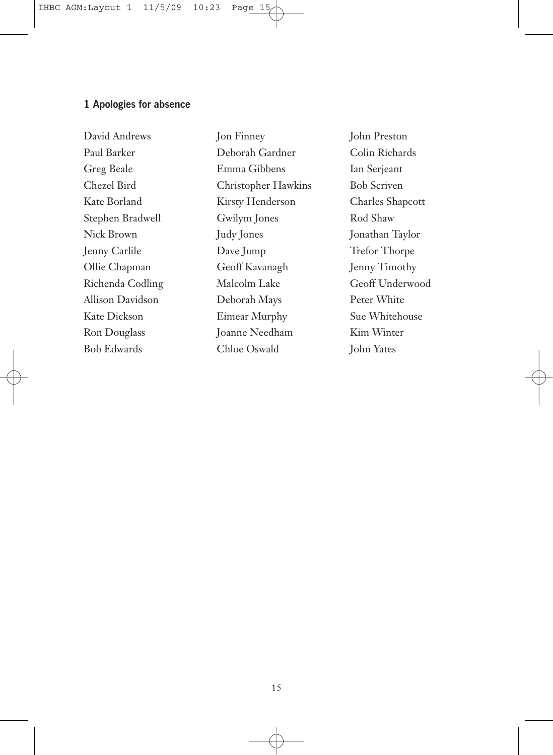## 1 Apologies for absence

David Andrews
Paul Barker
Greg Beale
Chezel Bird
Kate Borland
Stephen Bradwell
Nick Brown
Jenny Carlile
Ollie Chapman
Richenda Codling
Allison Davidson
Kate Dickson
Ron Douglass
Bob Edwards
Jon Finney
Deborah Gardner
Emma Gibbens
Christopher Hawkins
Kirsty Henderson
Gwilym Jones
Judy Jones
Dave Jump
Geoff Kavanagh
Malcolm Lake
Deborah Mays
Eimear Murphy
Joanne Needham
Chloe Oswald
John Preston
Colin Richards
Ian Serjeant
Bob Scriven
Charles Shapcott
Rod Shaw
Jonathan Taylor
Trefor Thorpe
Jenny Timothy
Geoff Underwood
Peter White
Sue Whitehouse
Kim Winter
John Yates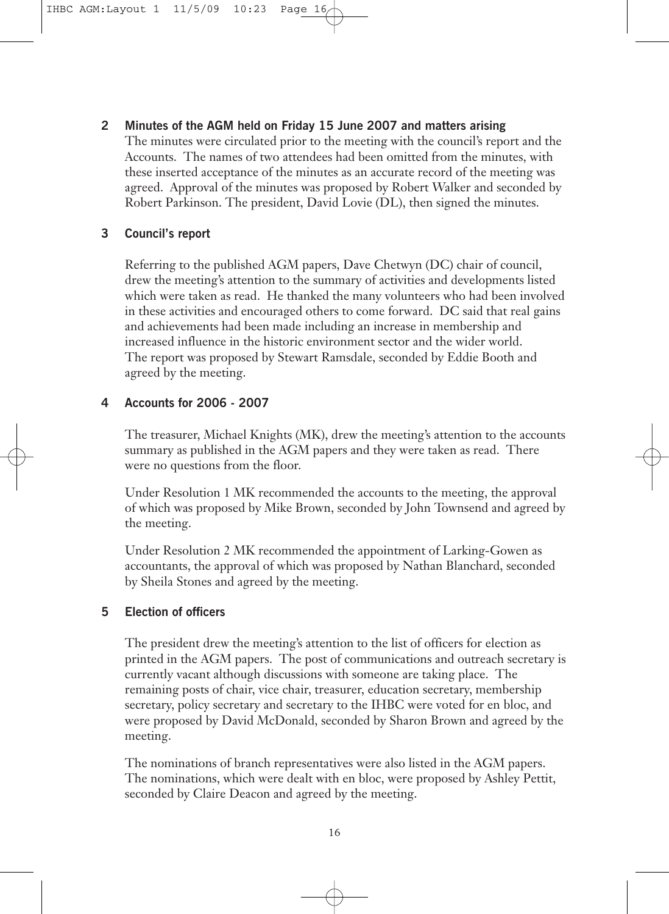## 2 Minutes of the AGM held on Friday 15 June 2007 and matters arising

The minutes were circulated prior to the meeting with the council's report and the Accounts. The names of two attendees had been omitted from the minutes, with these inserted acceptance of the minutes as an accurate record of the meeting was agreed. Approval of the minutes was proposed by Robert Walker and seconded by Robert Parkinson. The president, David Lovie (DL), then signed the minutes.

## 3 Council's report

Referring to the published AGM papers, Dave Chetwyn (DC) chair of council, drew the meeting's attention to the summary of activities and developments listed which were taken as read. He thanked the many volunteers who had been involved in these activities and encouraged others to come forward. DC said that real gains and achievements had been made including an increase in membership and increased influence in the historic environment sector and the wider world. The report was proposed by Stewart Ramsdale, seconded by Eddie Booth and agreed by the meeting.

## 4 Accounts for 2006 - 2007

The treasurer, Michael Knights (MK), drew the meeting's attention to the accounts summary as published in the AGM papers and they were taken as read. There were no questions from the floor.

Under Resolution 1 MK recommended the accounts to the meeting, the approval of which was proposed by Mike Brown, seconded by John Townsend and agreed by the meeting.

Under Resolution 2 MK recommended the appointment of Larking-Gowen as accountants, the approval of which was proposed by Nathan Blanchard, seconded by Sheila Stones and agreed by the meeting.

## 5 Election of officers

The president drew the meeting's attention to the list of officers for election as printed in the AGM papers. The post of communications and outreach secretary is currently vacant although discussions with someone are taking place. The remaining posts of chair, vice chair, treasurer, education secretary, membership secretary, policy secretary and secretary to the IHBC were voted for en bloc, and were proposed by David McDonald, seconded by Sharon Brown and agreed by the meeting.

The nominations of branch representatives were also listed in the AGM papers. The nominations, which were dealt with en bloc, were proposed by Ashley Pettit, seconded by Claire Deacon and agreed by the meeting.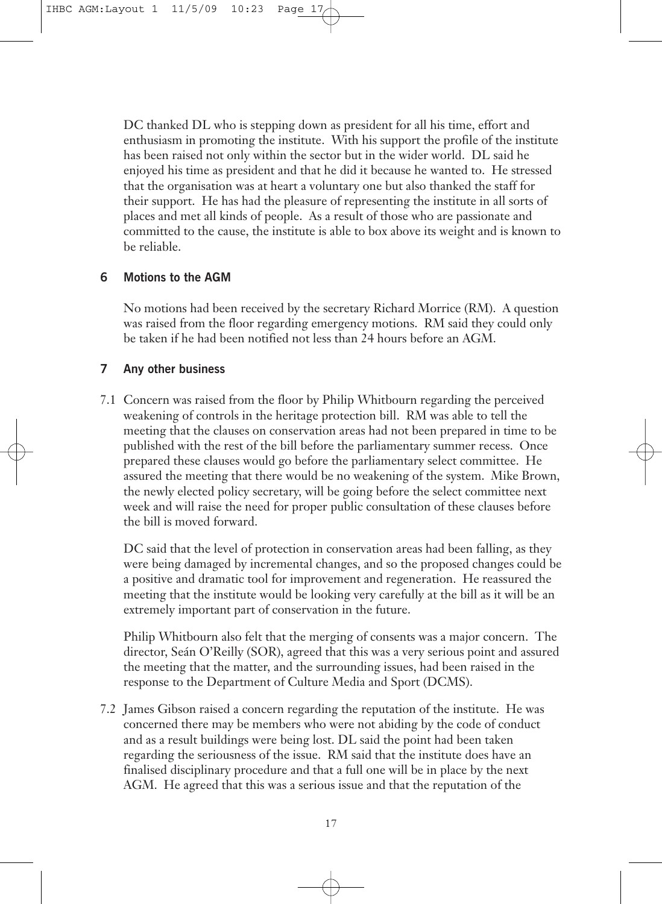DC thanked DL who is stepping down as president for all his time, effort and enthusiasm in promoting the institute. With his support the profile of the institute has been raised not only within the sector but in the wider world. DL said he enjoyed his time as president and that he did it because he wanted to. He stressed that the organisation was at heart a voluntary one but also thanked the staff for their support. He has had the pleasure of representing the institute in all sorts of places and met all kinds of people. As a result of those who are passionate and committed to the cause, the institute is able to box above its weight and is known to be reliable.

## 6 Motions to the AGM

No motions had been received by the secretary Richard Morrice (RM). A question was raised from the floor regarding emergency motions. RM said they could only be taken if he had been notified not less than 24 hours before an AGM.

## 7 Any other business

7.1 Concern was raised from the floor by Philip Whitbourn regarding the perceived weakening of controls in the heritage protection bill. RM was able to tell the meeting that the clauses on conservation areas had not been prepared in time to be published with the rest of the bill before the parliamentary summer recess. Once prepared these clauses would go before the parliamentary select committee. He assured the meeting that there would be no weakening of the system. Mike Brown, the newly elected policy secretary, will be going before the select committee next week and will raise the need for proper public consultation of these clauses before the bill is moved forward.

DC said that the level of protection in conservation areas had been falling, as they were being damaged by incremental changes, and so the proposed changes could be a positive and dramatic tool for improvement and regeneration. He reassured the meeting that the institute would be looking very carefully at the bill as it will be an extremely important part of conservation in the future.

Philip Whitbourn also felt that the merging of consents was a major concern. The director, Seán O'Reilly (SOR), agreed that this was a very serious point and assured the meeting that the matter, and the surrounding issues, had been raised in the response to the Department of Culture Media and Sport (DCMS).

7.2 James Gibson raised a concern regarding the reputation of the institute. He was concerned there may be members who were not abiding by the code of conduct and as a result buildings were being lost. DL said the point had been taken regarding the seriousness of the issue. RM said that the institute does have an finalised disciplinary procedure and that a full one will be in place by the next AGM. He agreed that this was a serious issue and that the reputation of the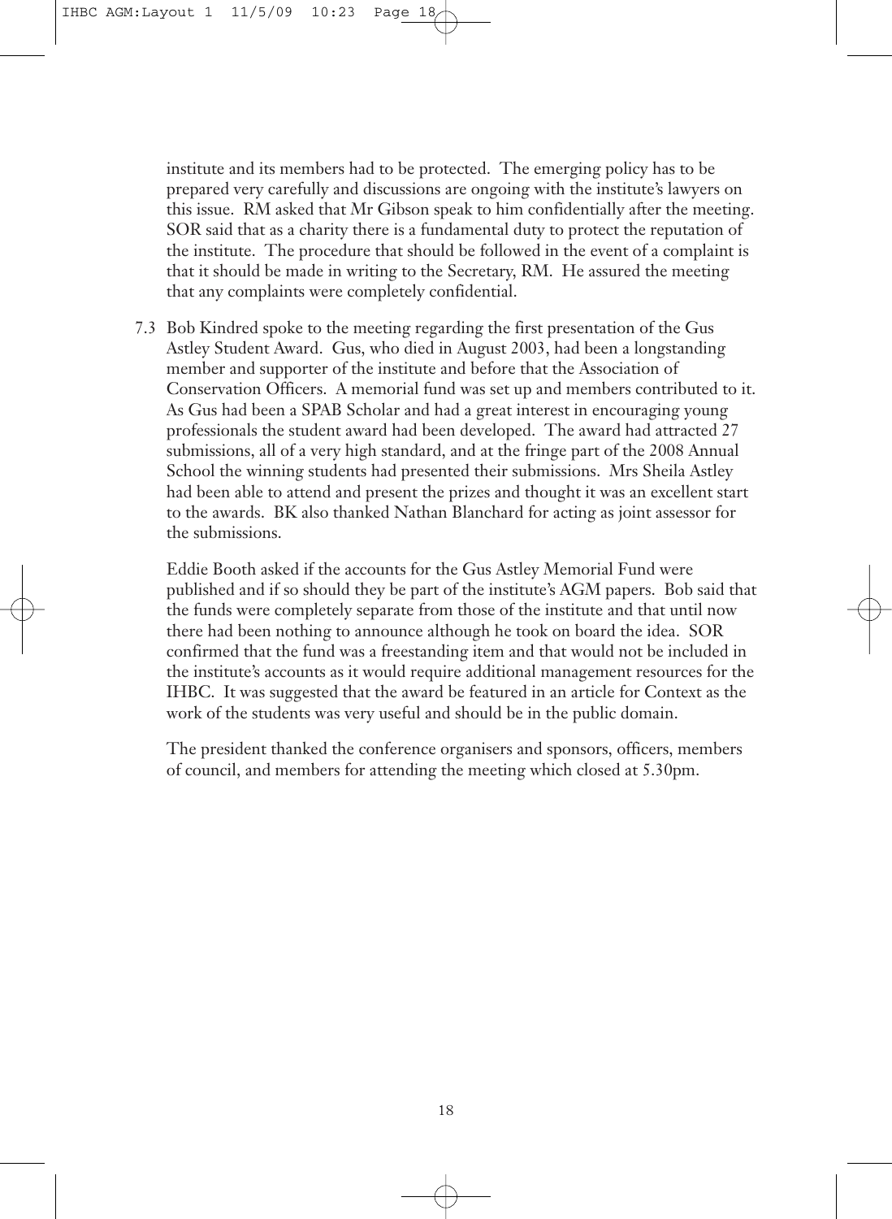institute and its members had to be protected. The emerging policy has to be prepared very carefully and discussions are ongoing with the institute's lawyers on this issue. RM asked that Mr Gibson speak to him confidentially after the meeting. SOR said that as a charity there is a fundamental duty to protect the reputation of the institute. The procedure that should be followed in the event of a complaint is that it should be made in writing to the Secretary, RM. He assured the meeting that any complaints were completely confidential.

7.3 Bob Kindred spoke to the meeting regarding the first presentation of the Gus Astley Student Award. Gus, who died in August 2003, had been a longstanding member and supporter of the institute and before that the Association of Conservation Officers. A memorial fund was set up and members contributed to it. As Gus had been a SPAB Scholar and had a great interest in encouraging young professionals the student award had been developed. The award had attracted 27 submissions, all of a very high standard, and at the fringe part of the 2008 Annual School the winning students had presented their submissions. Mrs Sheila Astley had been able to attend and present the prizes and thought it was an excellent start to the awards. BK also thanked Nathan Blanchard for acting as joint assessor for the submissions.

Eddie Booth asked if the accounts for the Gus Astley Memorial Fund were published and if so should they be part of the institute's AGM papers. Bob said that the funds were completely separate from those of the institute and that until now there had been nothing to announce although he took on board the idea. SOR confirmed that the fund was a freestanding item and that would not be included in the institute's accounts as it would require additional management resources for the IHBC. It was suggested that the award be featured in an article for Context as the work of the students was very useful and should be in the public domain.

The president thanked the conference organisers and sponsors, officers, members of council, and members for attending the meeting which closed at 5.30pm.